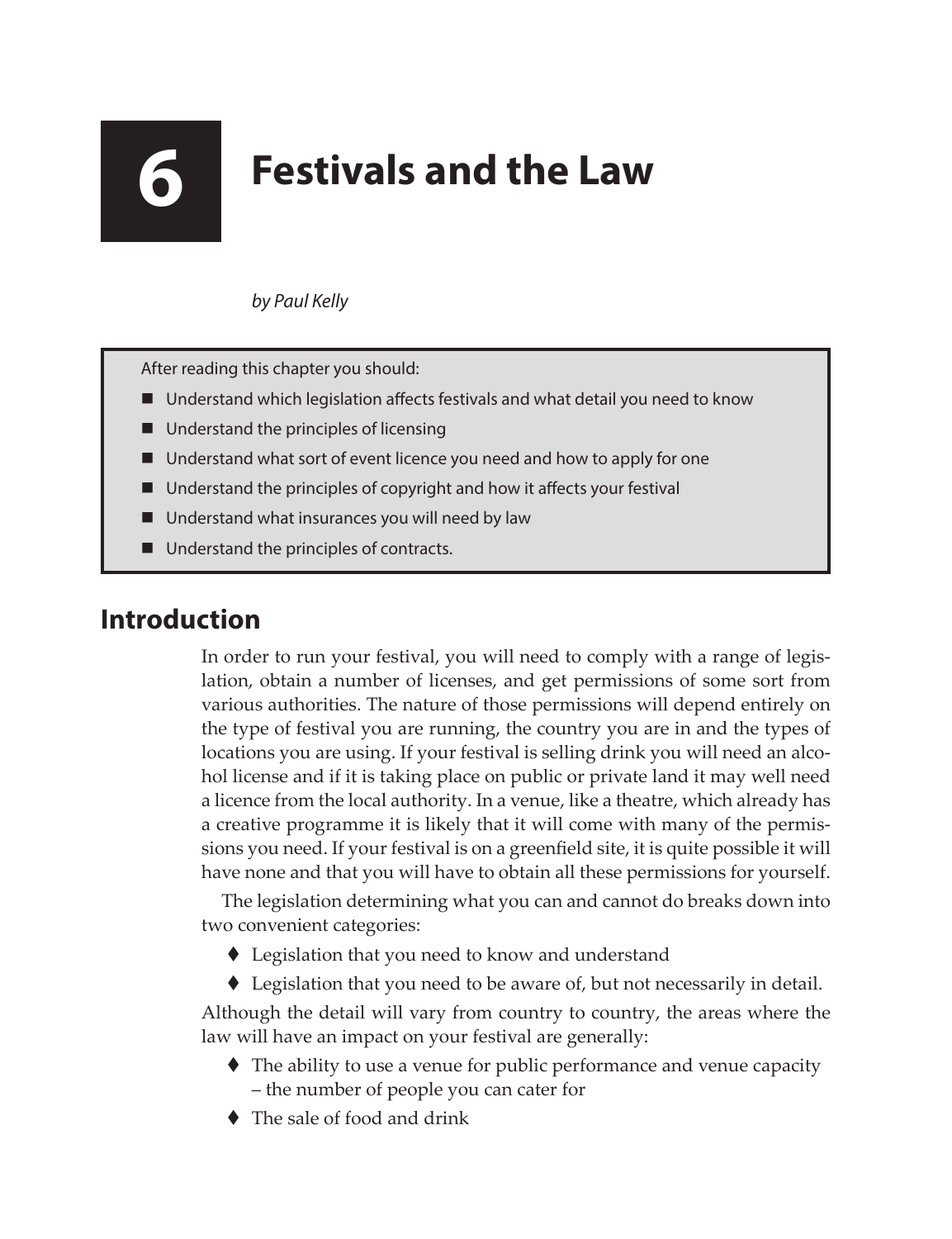# 6 Festivals and the Law

*by Paul Kelly*

> After reading this chapter you should:
>
> - Understand which legislation affects festivals and what detail you need to know
> - Understand the principles of licensing
> - Understand what sort of event licence you need and how to apply for one
> - Understand the principles of copyright and how it affects your festival
> - Understand what insurances you will need by law
> - Understand the principles of contracts.

## Introduction

In order to run your festival, you will need to comply with a range of legislation, obtain a number of licenses, and get permissions of some sort from various authorities. The nature of those permissions will depend entirely on the type of festival you are running, the country you are in and the types of locations you are using. If your festival is selling drink you will need an alcohol license and if it is taking place on public or private land it may well need a licence from the local authority. In a venue, like a theatre, which already has a creative programme it is likely that it will come with many of the permissions you need. If your festival is on a greenfield site, it is quite possible it will have none and that you will have to obtain all these permissions for yourself.

The legislation determining what you can and cannot do breaks down into two convenient categories:

- Legislation that you need to know and understand
- Legislation that you need to be aware of, but not necessarily in detail.

Although the detail will vary from country to country, the areas where the law will have an impact on your festival are generally:

- The ability to use a venue for public performance and venue capacity – the number of people you can cater for
- The sale of food and drink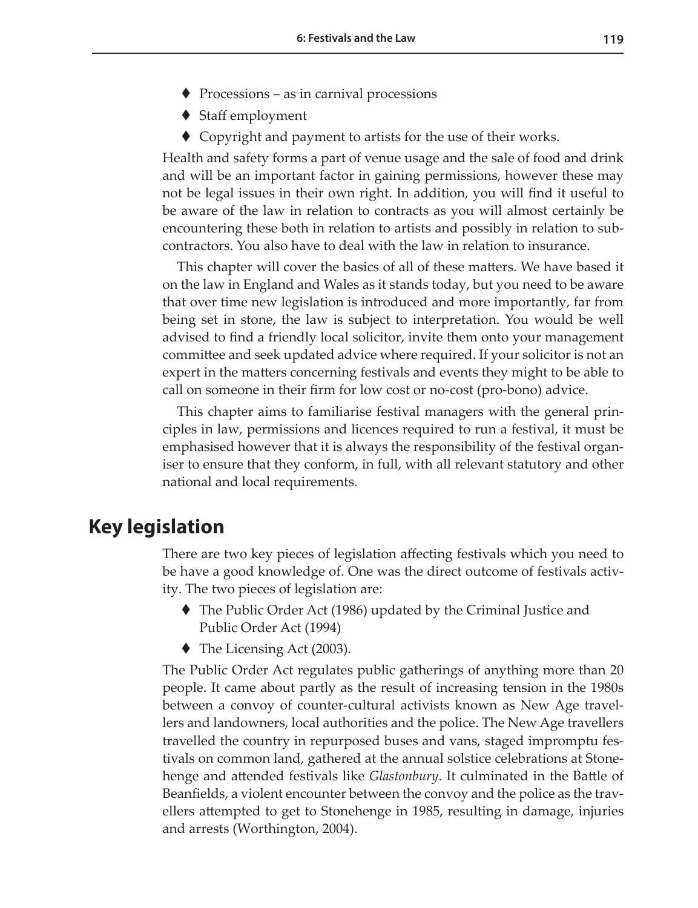- Processions – as in carnival processions
- Staff employment
- Copyright and payment to artists for the use of their works.

Health and safety forms a part of venue usage and the sale of food and drink and will be an important factor in gaining permissions, however these may not be legal issues in their own right. In addition, you will find it useful to be aware of the law in relation to contracts as you will almost certainly be encountering these both in relation to artists and possibly in relation to sub-contractors. You also have to deal with the law in relation to insurance.

This chapter will cover the basics of all of these matters. We have based it on the law in England and Wales as it stands today, but you need to be aware that over time new legislation is introduced and more importantly, far from being set in stone, the law is subject to interpretation. You would be well advised to find a friendly local solicitor, invite them onto your management committee and seek updated advice where required. If your solicitor is not an expert in the matters concerning festivals and events they might to be able to call on someone in their firm for low cost or no-cost (pro-bono) advice.

This chapter aims to familiarise festival managers with the general principles in law, permissions and licences required to run a festival, it must be emphasised however that it is always the responsibility of the festival organiser to ensure that they conform, in full, with all relevant statutory and other national and local requirements.

## Key legislation

There are two key pieces of legislation affecting festivals which you need to be have a good knowledge of. One was the direct outcome of festivals activity. The two pieces of legislation are:

- The Public Order Act (1986) updated by the Criminal Justice and Public Order Act (1994)
- The Licensing Act (2003).

The Public Order Act regulates public gatherings of anything more than 20 people. It came about partly as the result of increasing tension in the 1980s between a convoy of counter-cultural activists known as New Age travellers and landowners, local authorities and the police. The New Age travellers travelled the country in repurposed buses and vans, staged impromptu festivals on common land, gathered at the annual solstice celebrations at Stonehenge and attended festivals like *Glastonbury*. It culminated in the Battle of Beanfields, a violent encounter between the convoy and the police as the travellers attempted to get to Stonehenge in 1985, resulting in damage, injuries and arrests (Worthington, 2004).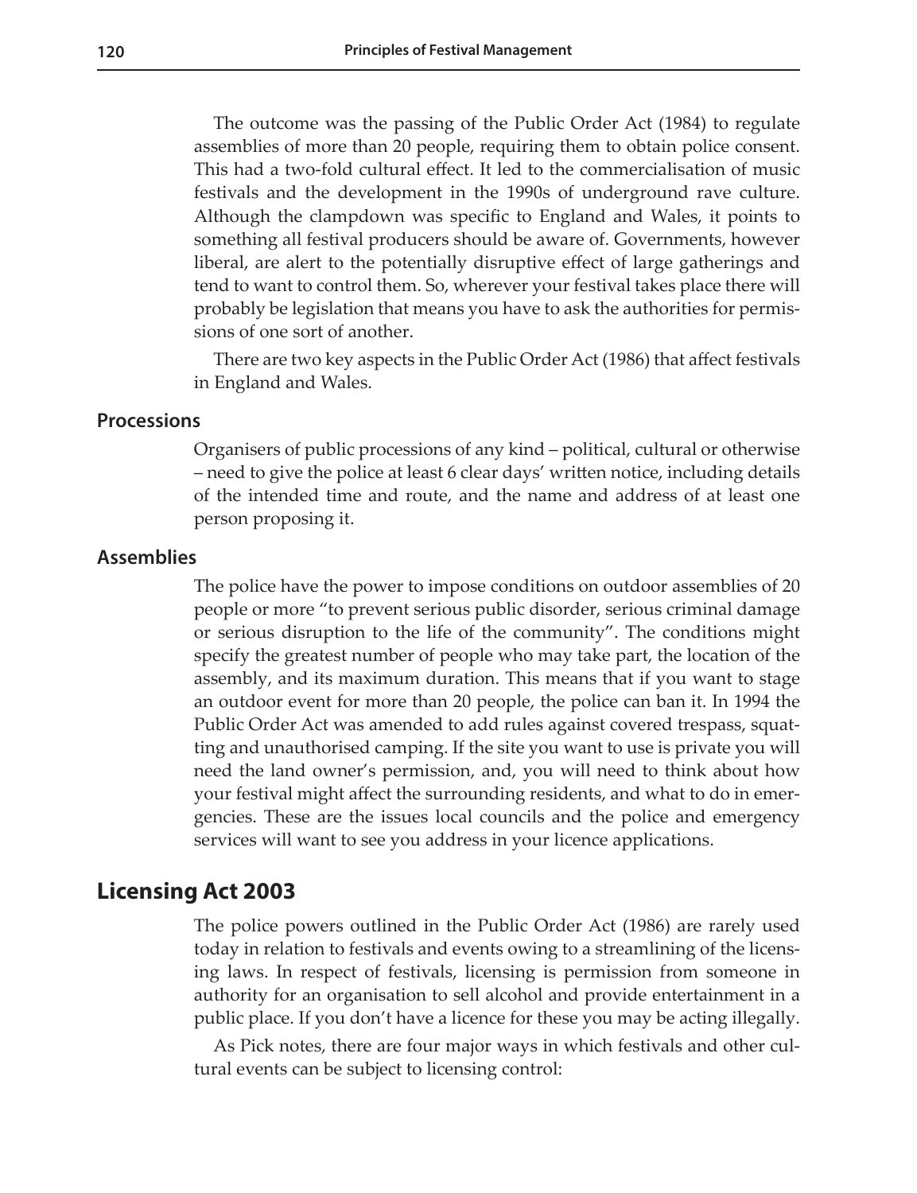The outcome was the passing of the Public Order Act (1984) to regulate assemblies of more than 20 people, requiring them to obtain police consent. This had a two-fold cultural effect. It led to the commercialisation of music festivals and the development in the 1990s of underground rave culture. Although the clampdown was specific to England and Wales, it points to something all festival producers should be aware of. Governments, however liberal, are alert to the potentially disruptive effect of large gatherings and tend to want to control them. So, wherever your festival takes place there will probably be legislation that means you have to ask the authorities for permissions of one sort of another.

There are two key aspects in the Public Order Act (1986) that affect festivals in England and Wales.

### Processions

Organisers of public processions of any kind – political, cultural or otherwise – need to give the police at least 6 clear days' written notice, including details of the intended time and route, and the name and address of at least one person proposing it.

### Assemblies

The police have the power to impose conditions on outdoor assemblies of 20 people or more "to prevent serious public disorder, serious criminal damage or serious disruption to the life of the community". The conditions might specify the greatest number of people who may take part, the location of the assembly, and its maximum duration. This means that if you want to stage an outdoor event for more than 20 people, the police can ban it. In 1994 the Public Order Act was amended to add rules against covered trespass, squatting and unauthorised camping. If the site you want to use is private you will need the land owner's permission, and, you will need to think about how your festival might affect the surrounding residents, and what to do in emergencies. These are the issues local councils and the police and emergency services will want to see you address in your licence applications.

## Licensing Act 2003

The police powers outlined in the Public Order Act (1986) are rarely used today in relation to festivals and events owing to a streamlining of the licensing laws. In respect of festivals, licensing is permission from someone in authority for an organisation to sell alcohol and provide entertainment in a public place. If you don't have a licence for these you may be acting illegally.

As Pick notes, there are four major ways in which festivals and other cultural events can be subject to licensing control: